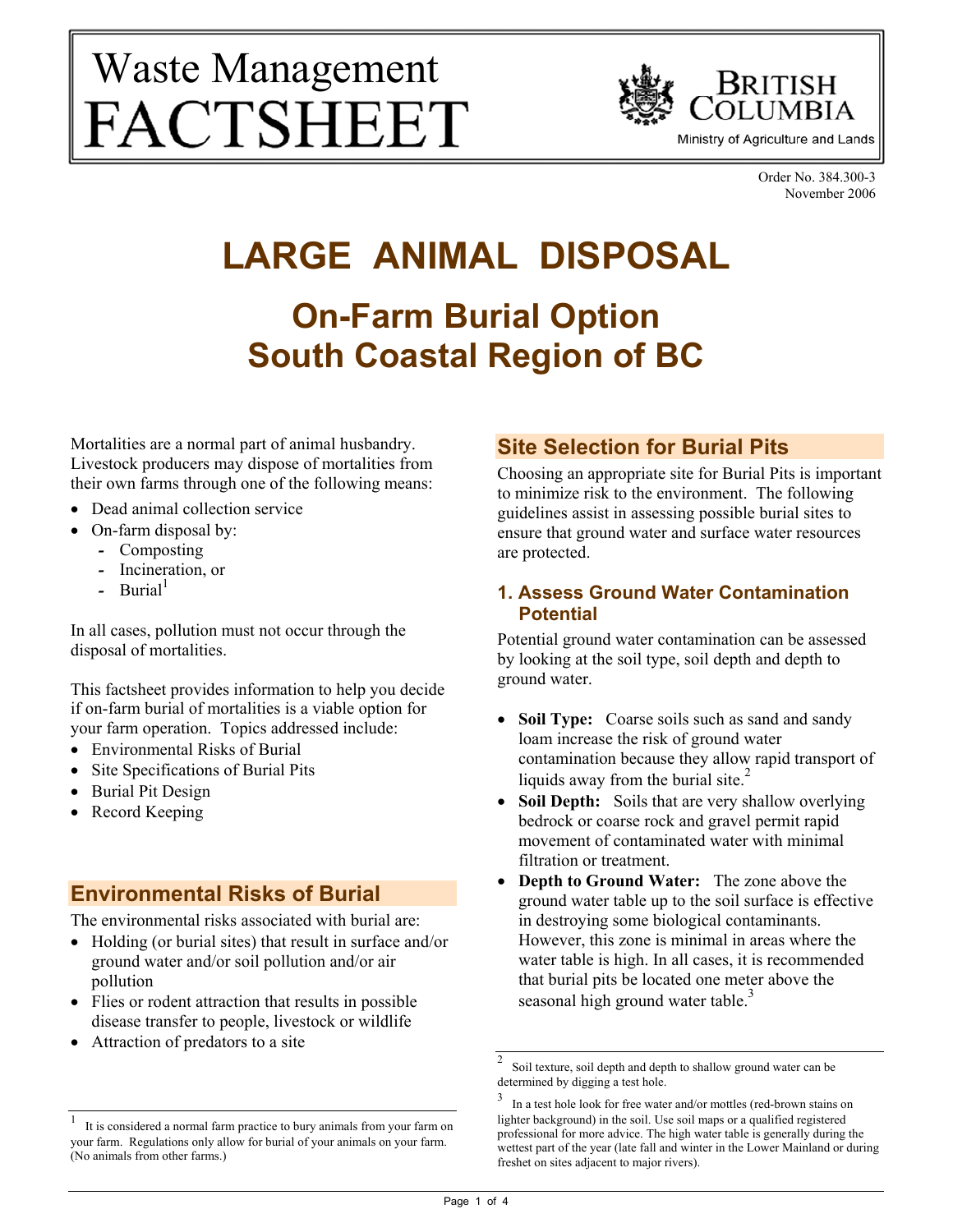Waste Management
FACTSHEET

BRITISH COLUMBIA
Ministry of Agriculture and Lands

Order No. 384.300-3
November 2006

# LARGE ANIMAL DISPOSAL

## On-Farm Burial Option South Coastal Region of BC

Mortalities are a normal part of animal husbandry. Livestock producers may dispose of mortalities from their own farms through one of the following means:

- Dead animal collection service
- On-farm disposal by:
  - Composting
  - Incineration, or
  - Burial[1]

In all cases, pollution must not occur through the disposal of mortalities.

This factsheet provides information to help you decide if on-farm burial of mortalities is a viable option for your farm operation. Topics addressed include:

- Environmental Risks of Burial
- Site Specifications of Burial Pits
- Burial Pit Design
- Record Keeping

## Environmental Risks of Burial

The environmental risks associated with burial are:

- Holding (or burial sites) that result in surface and/or ground water and/or soil pollution and/or air pollution
- Flies or rodent attraction that results in possible disease transfer to people, livestock or wildlife
- Attraction of predators to a site

[1] It is considered a normal farm practice to bury animals from your farm on your farm. Regulations only allow for burial of your animals on your farm. (No animals from other farms.)

## Site Selection for Burial Pits

Choosing an appropriate site for Burial Pits is important to minimize risk to the environment. The following guidelines assist in assessing possible burial sites to ensure that ground water and surface water resources are protected.

### 1. Assess Ground Water Contamination Potential

Potential ground water contamination can be assessed by looking at the soil type, soil depth and depth to ground water.

- **Soil Type:** Coarse soils such as sand and sandy loam increase the risk of ground water contamination because they allow rapid transport of liquids away from the burial site.[2]
- **Soil Depth:** Soils that are very shallow overlying bedrock or coarse rock and gravel permit rapid movement of contaminated water with minimal filtration or treatment.
- **Depth to Ground Water:** The zone above the ground water table up to the soil surface is effective in destroying some biological contaminants. However, this zone is minimal in areas where the water table is high. In all cases, it is recommended that burial pits be located one meter above the seasonal high ground water table.[3]

[2] Soil texture, soil depth and depth to shallow ground water can be determined by digging a test hole.

[3] In a test hole look for free water and/or mottles (red-brown stains on lighter background) in the soil. Use soil maps or a qualified registered professional for more advice. The high water table is generally during the wettest part of the year (late fall and winter in the Lower Mainland or during freshet on sites adjacent to major rivers).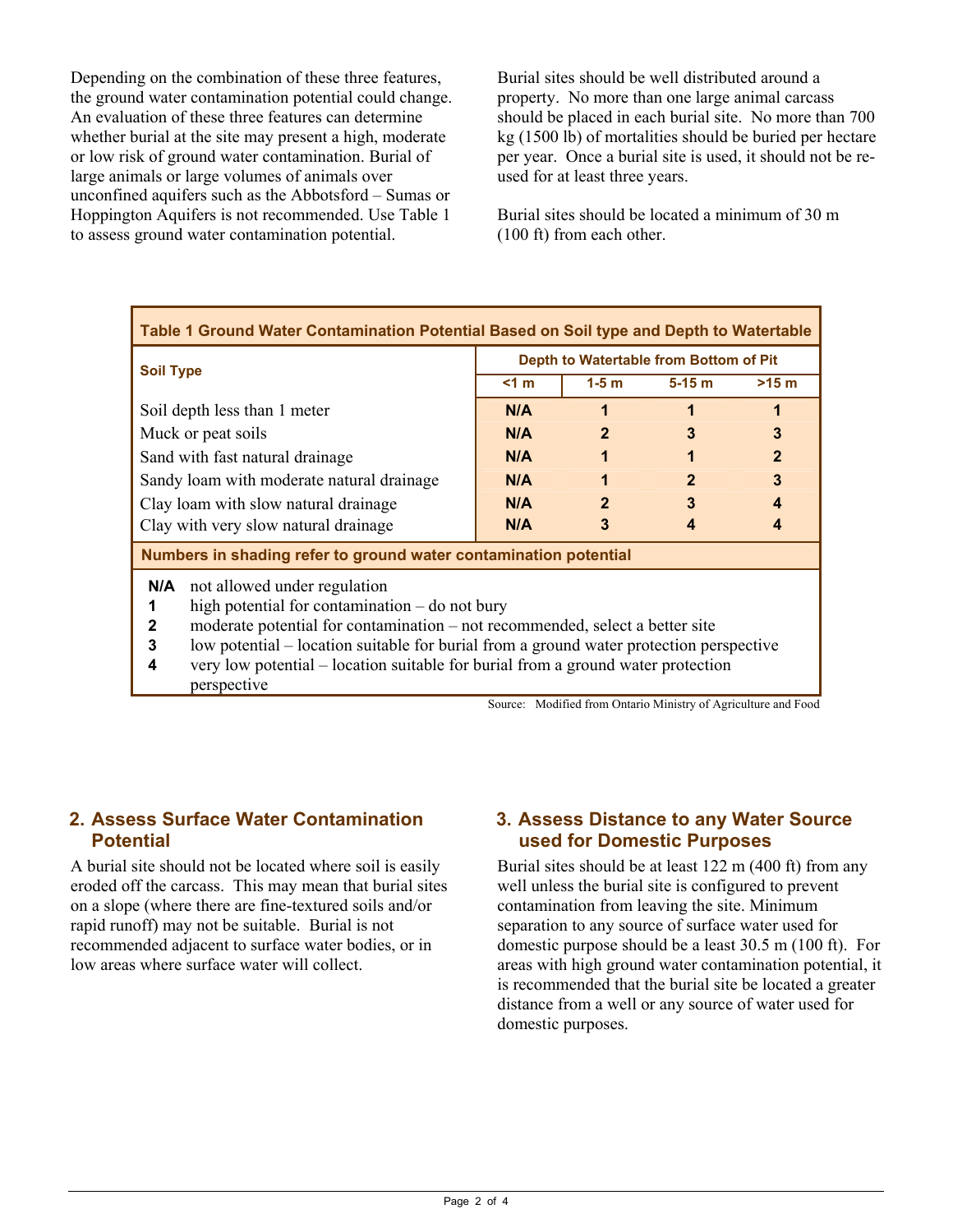Depending on the combination of these three features, the ground water contamination potential could change. An evaluation of these three features can determine whether burial at the site may present a high, moderate or low risk of ground water contamination. Burial of large animals or large volumes of animals over unconfined aquifers such as the Abbotsford – Sumas or Hoppington Aquifers is not recommended. Use Table 1 to assess ground water contamination potential.

Burial sites should be well distributed around a property. No more than one large animal carcass should be placed in each burial site. No more than 700 kg (1500 lb) of mortalities should be buried per hectare per year. Once a burial site is used, it should not be re-used for at least three years.

Burial sites should be located a minimum of 30 m (100 ft) from each other.

**Table 1 Ground Water Contamination Potential Based on Soil type and Depth to Watertable**

| Soil Type | Depth to Watertable from Bottom of Pit | | | |
|---|---|---|---|---|
| | <1 m | 1-5 m | 5-15 m | >15 m |
| Soil depth less than 1 meter | N/A | 1 | 1 | 1 |
| Muck or peat soils | N/A | 2 | 3 | 3 |
| Sand with fast natural drainage | N/A | 1 | 1 | 2 |
| Sandy loam with moderate natural drainage | N/A | 1 | 2 | 3 |
| Clay loam with slow natural drainage | N/A | 2 | 3 | 4 |
| Clay with very slow natural drainage | N/A | 3 | 4 | 4 |

**Numbers in shading refer to ground water contamination potential**

- **N/A** not allowed under regulation
- **1** high potential for contamination – do not bury
- **2** moderate potential for contamination – not recommended, select a better site
- **3** low potential – location suitable for burial from a ground water protection perspective
- **4** very low potential – location suitable for burial from a ground water protection perspective

Source: Modified from Ontario Ministry of Agriculture and Food

## 2. Assess Surface Water Contamination Potential

A burial site should not be located where soil is easily eroded off the carcass. This may mean that burial sites on a slope (where there are fine-textured soils and/or rapid runoff) may not be suitable. Burial is not recommended adjacent to surface water bodies, or in low areas where surface water will collect.

## 3. Assess Distance to any Water Source used for Domestic Purposes

Burial sites should be at least 122 m (400 ft) from any well unless the burial site is configured to prevent contamination from leaving the site. Minimum separation to any source of surface water used for domestic purpose should be a least 30.5 m (100 ft). For areas with high ground water contamination potential, it is recommended that the burial site be located a greater distance from a well or any source of water used for domestic purposes.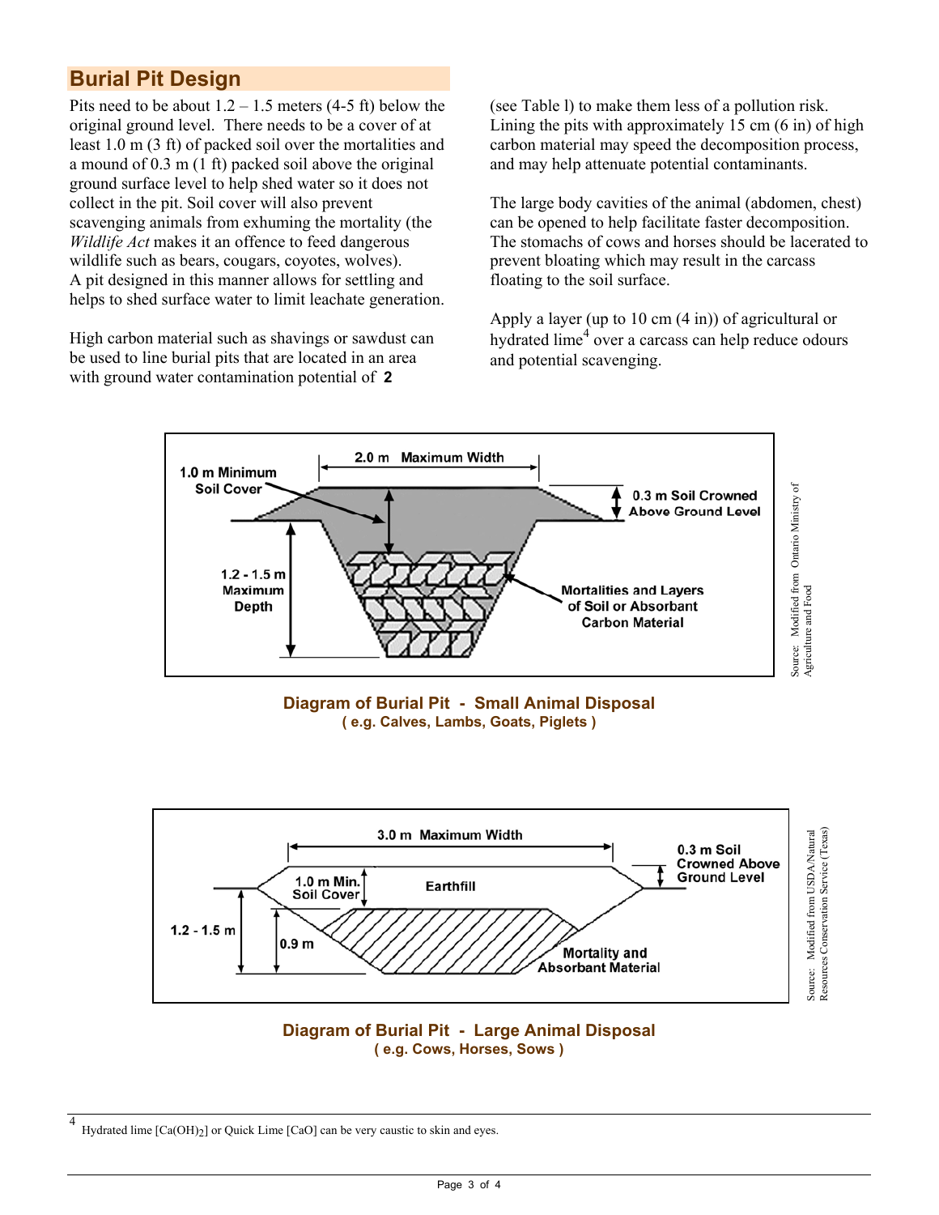## Burial Pit Design

Pits need to be about 1.2 – 1.5 meters (4-5 ft) below the original ground level. There needs to be a cover of at least 1.0 m (3 ft) of packed soil over the mortalities and a mound of 0.3 m (1 ft) packed soil above the original ground surface level to help shed water so it does not collect in the pit. Soil cover will also prevent scavenging animals from exhuming the mortality (the *Wildlife Act* makes it an offence to feed dangerous wildlife such as bears, cougars, coyotes, wolves). A pit designed in this manner allows for settling and helps to shed surface water to limit leachate generation.

High carbon material such as shavings or sawdust can be used to line burial pits that are located in an area with ground water contamination potential of **2** (see Table l) to make them less of a pollution risk. Lining the pits with approximately 15 cm (6 in) of high carbon material may speed the decomposition process, and may help attenuate potential contaminants.

The large body cavities of the animal (abdomen, chest) can be opened to help facilitate faster decomposition. The stomachs of cows and horses should be lacerated to prevent bloating which may result in the carcass floating to the soil surface.

Apply a layer (up to 10 cm (4 in)) of agricultural or hydrated lime[4] over a carcass can help reduce odours and potential scavenging.

2.0 m Maximum Width; 1.0 m Minimum Soil Cover; 0.3 m Soil Crowned Above Ground Level; 1.2 - 1.5 m Maximum Depth; Mortalities and Layers of Soil or Absorbant Carbon Material

Source: Modified from Ontario Ministry of Agriculture and Food

**Diagram of Burial Pit - Small Animal Disposal**
**( e.g. Calves, Lambs, Goats, Piglets )**

3.0 m Maximum Width; 1.0 m Min. Soil Cover; Earthfill; 0.3 m Soil Crowned Above Ground Level; 1.2 - 1.5 m; 0.9 m; Mortality and Absorbant Material

Source: Modified from USDA/Natural Resources Conservation Service (Texas)

**Diagram of Burial Pit - Large Animal Disposal**
**( e.g. Cows, Horses, Sows )**

[4] Hydrated lime [$Ca(OH)_2$] or Quick Lime [$CaO$] can be very caustic to skin and eyes.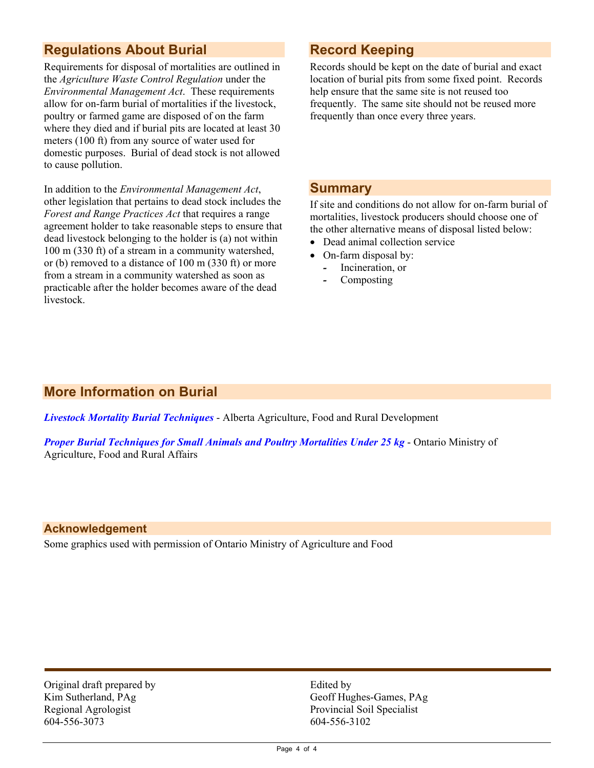## Regulations About Burial

Requirements for disposal of mortalities are outlined in the *Agriculture Waste Control Regulation* under the *Environmental Management Act*. These requirements allow for on-farm burial of mortalities if the livestock, poultry or farmed game are disposed of on the farm where they died and if burial pits are located at least 30 meters (100 ft) from any source of water used for domestic purposes. Burial of dead stock is not allowed to cause pollution.

In addition to the *Environmental Management Act*, other legislation that pertains to dead stock includes the *Forest and Range Practices Act* that requires a range agreement holder to take reasonable steps to ensure that dead livestock belonging to the holder is (a) not within 100 m (330 ft) of a stream in a community watershed, or (b) removed to a distance of 100 m (330 ft) or more from a stream in a community watershed as soon as practicable after the holder becomes aware of the dead livestock.

## Record Keeping

Records should be kept on the date of burial and exact location of burial pits from some fixed point. Records help ensure that the same site is not reused too frequently. The same site should not be reused more frequently than once every three years.

## Summary

If site and conditions do not allow for on-farm burial of mortalities, livestock producers should choose one of the other alternative means of disposal listed below:

- Dead animal collection service
- On-farm disposal by:
  - Incineration, or
  - Composting

## More Information on Burial

***Livestock Mortality Burial Techniques*** - Alberta Agriculture, Food and Rural Development

***Proper Burial Techniques for Small Animals and Poultry Mortalities Under 25 kg*** - Ontario Ministry of Agriculture, Food and Rural Affairs

### Acknowledgement

Some graphics used with permission of Ontario Ministry of Agriculture and Food

---

Original draft prepared by
Kim Sutherland, PAg
Regional Agrologist
604-556-3073

Edited by
Geoff Hughes-Games, PAg
Provincial Soil Specialist
604-556-3102